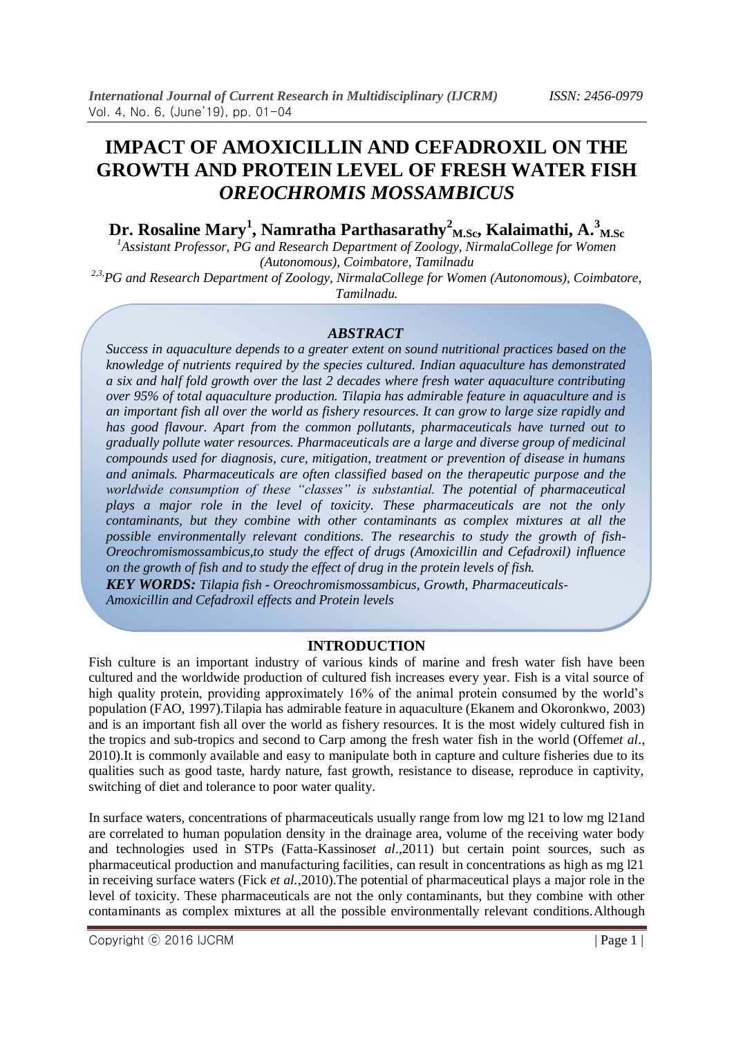# IMPACT OF AMOXICILLIN AND CEFADROXIL ON THE GROWTH AND PROTEIN LEVEL OF FRESH WATER FISH *OREOCHROMIS MOSSAMBICUS*

**Dr. Rosaline Mary[1], Namratha Parthasarathy[2]$_{M.Sc}$, Kalaimathi, A.[3]$_{M.Sc}$**

[1]*Assistant Professor, PG and Research Department of Zoology, NirmalaCollege for Women (Autonomous), Coimbatore, Tamilnadu*

[2,3,]*PG and Research Department of Zoology, NirmalaCollege for Women (Autonomous), Coimbatore, Tamilnadu.*

## *ABSTRACT*

*Success in aquaculture depends to a greater extent on sound nutritional practices based on the knowledge of nutrients required by the species cultured. Indian aquaculture has demonstrated a six and half fold growth over the last 2 decades where fresh water aquaculture contributing over 95% of total aquaculture production. Tilapia has admirable feature in aquaculture and is an important fish all over the world as fishery resources. It can grow to large size rapidly and has good flavour. Apart from the common pollutants, pharmaceuticals have turned out to gradually pollute water resources. Pharmaceuticals are a large and diverse group of medicinal compounds used for diagnosis, cure, mitigation, treatment or prevention of disease in humans and animals. Pharmaceuticals are often classified based on the therapeutic purpose and the worldwide consumption of these "classes" is substantial. The potential of pharmaceutical plays a major role in the level of toxicity. These pharmaceuticals are not the only contaminants, but they combine with other contaminants as complex mixtures at all the possible environmentally relevant conditions. The researchis to study the growth of fish-Oreochromismossambicus,to study the effect of drugs (Amoxicillin and Cefadroxil) influence on the growth of fish and to study the effect of drug in the protein levels of fish.*

***KEY WORDS:*** *Tilapia fish - Oreochromismossambicus, Growth, Pharmaceuticals-Amoxicillin and Cefadroxil effects and Protein levels*

## INTRODUCTION

Fish culture is an important industry of various kinds of marine and fresh water fish have been cultured and the worldwide production of cultured fish increases every year. Fish is a vital source of high quality protein, providing approximately 16% of the animal protein consumed by the world's population (FAO, 1997).Tilapia has admirable feature in aquaculture (Ekanem and Okoronkwo, 2003) and is an important fish all over the world as fishery resources. It is the most widely cultured fish in the tropics and sub-tropics and second to Carp among the fresh water fish in the world (Offem*et al*., 2010).It is commonly available and easy to manipulate both in capture and culture fisheries due to its qualities such as good taste, hardy nature, fast growth, resistance to disease, reproduce in captivity, switching of diet and tolerance to poor water quality.

In surface waters, concentrations of pharmaceuticals usually range from low mg l21 to low mg l21and are correlated to human population density in the drainage area, volume of the receiving water body and technologies used in STPs (Fatta-Kassinos*et al*.,2011) but certain point sources, such as pharmaceutical production and manufacturing facilities, can result in concentrations as high as mg l21 in receiving surface waters (Fick *et al.*,2010).The potential of pharmaceutical plays a major role in the level of toxicity. These pharmaceuticals are not the only contaminants, but they combine with other contaminants as complex mixtures at all the possible environmentally relevant conditions.Although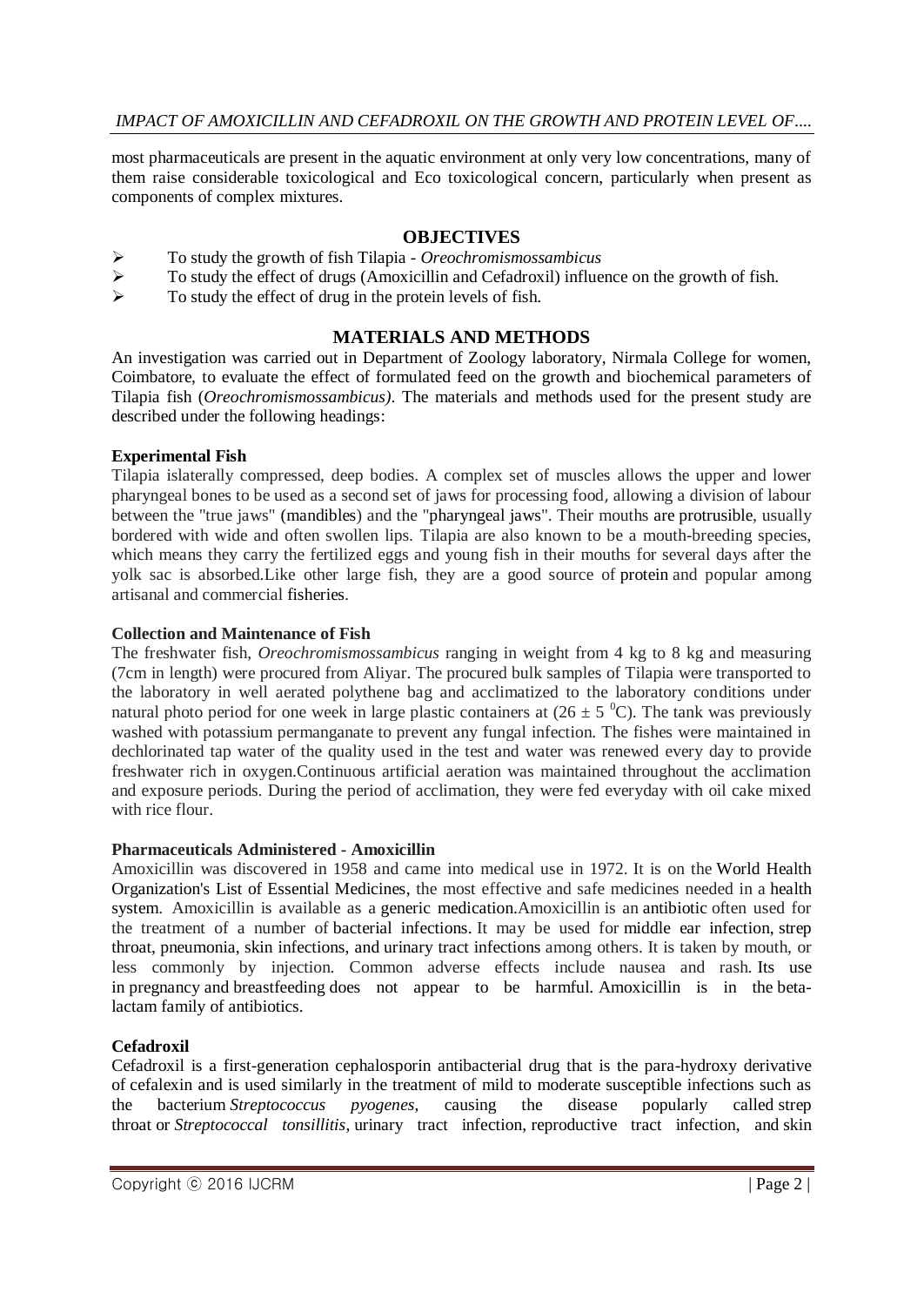most pharmaceuticals are present in the aquatic environment at only very low concentrations, many of them raise considerable toxicological and Eco toxicological concern, particularly when present as components of complex mixtures.

## OBJECTIVES

- To study the growth of fish Tilapia - *Oreochromismossambicus*
- To study the effect of drugs (Amoxicillin and Cefadroxil) influence on the growth of fish.
- To study the effect of drug in the protein levels of fish.

## MATERIALS AND METHODS

An investigation was carried out in Department of Zoology laboratory, Nirmala College for women, Coimbatore, to evaluate the effect of formulated feed on the growth and biochemical parameters of Tilapia fish (*Oreochromismossambicus)*. The materials and methods used for the present study are described under the following headings:

**Experimental Fish**

Tilapia islaterally compressed, deep bodies. A complex set of muscles allows the upper and lower pharyngeal bones to be used as a second set of jaws for processing food, allowing a division of labour between the "true jaws" (mandibles) and the "pharyngeal jaws". Their mouths are protrusible, usually bordered with wide and often swollen lips. Tilapia are also known to be a mouth-breeding species, which means they carry the fertilized eggs and young fish in their mouths for several days after the yolk sac is absorbed.Like other large fish, they are a good source of protein and popular among artisanal and commercial fisheries.

**Collection and Maintenance of Fish**

The freshwater fish, *Oreochromismossambicus* ranging in weight from 4 kg to 8 kg and measuring (7cm in length) were procured from Aliyar. The procured bulk samples of Tilapia were transported to the laboratory in well aerated polythene bag and acclimatized to the laboratory conditions under natural photo period for one week in large plastic containers at ($26 \pm 5\ ^{0}$C). The tank was previously washed with potassium permanganate to prevent any fungal infection. The fishes were maintained in dechlorinated tap water of the quality used in the test and water was renewed every day to provide freshwater rich in oxygen.Continuous artificial aeration was maintained throughout the acclimation and exposure periods. During the period of acclimation, they were fed everyday with oil cake mixed with rice flour.

**Pharmaceuticals Administered - Amoxicillin**

Amoxicillin was discovered in 1958 and came into medical use in 1972. It is on the World Health Organization's List of Essential Medicines, the most effective and safe medicines needed in a health system. Amoxicillin is available as a generic medication.Amoxicillin is an antibiotic often used for the treatment of a number of bacterial infections. It may be used for middle ear infection, strep throat, pneumonia, skin infections, and urinary tract infections among others. It is taken by mouth, or less commonly by injection. Common adverse effects include nausea and rash. Its use in pregnancy and breastfeeding does not appear to be harmful. Amoxicillin is in the beta-lactam family of antibiotics.

**Cefadroxil**

Cefadroxil is a first-generation cephalosporin antibacterial drug that is the para-hydroxy derivative of cefalexin and is used similarly in the treatment of mild to moderate susceptible infections such as the bacterium *Streptococcus pyogenes*, causing the disease popularly called strep throat or *Streptococcal tonsillitis*, urinary tract infection, reproductive tract infection, and skin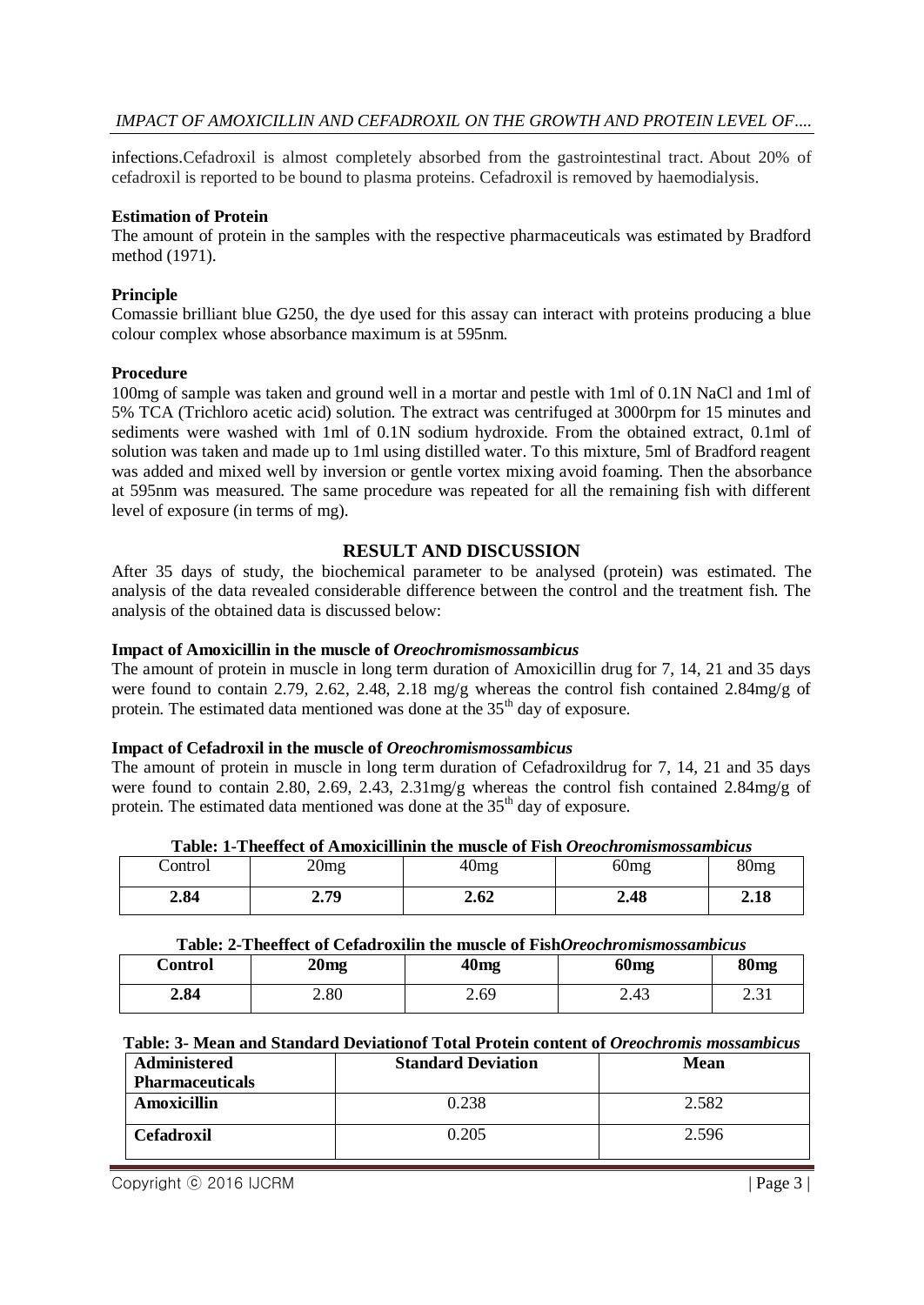infections.Cefadroxil is almost completely absorbed from the gastrointestinal tract. About 20% of cefadroxil is reported to be bound to plasma proteins. Cefadroxil is removed by haemodialysis.

**Estimation of Protein**

The amount of protein in the samples with the respective pharmaceuticals was estimated by Bradford method (1971).

**Principle**

Comassie brilliant blue G250, the dye used for this assay can interact with proteins producing a blue colour complex whose absorbance maximum is at 595nm.

**Procedure**

100mg of sample was taken and ground well in a mortar and pestle with 1ml of 0.1N NaCl and 1ml of 5% TCA (Trichloro acetic acid) solution. The extract was centrifuged at 3000rpm for 15 minutes and sediments were washed with 1ml of 0.1N sodium hydroxide. From the obtained extract, 0.1ml of solution was taken and made up to 1ml using distilled water. To this mixture, 5ml of Bradford reagent was added and mixed well by inversion or gentle vortex mixing avoid foaming. Then the absorbance at 595nm was measured. The same procedure was repeated for all the remaining fish with different level of exposure (in terms of mg).

## RESULT AND DISCUSSION

After 35 days of study, the biochemical parameter to be analysed (protein) was estimated. The analysis of the data revealed considerable difference between the control and the treatment fish. The analysis of the obtained data is discussed below:

**Impact of Amoxicillin in the muscle of *Oreochromismossambicus***

The amount of protein in muscle in long term duration of Amoxicillin drug for 7, 14, 21 and 35 days were found to contain 2.79, 2.62, 2.48, 2.18 mg/g whereas the control fish contained 2.84mg/g of protein. The estimated data mentioned was done at the 35th day of exposure.

**Impact of Cefadroxil in the muscle of *Oreochromismossambicus***

The amount of protein in muscle in long term duration of Cefadroxildrug for 7, 14, 21 and 35 days were found to contain 2.80, 2.69, 2.43, 2.31mg/g whereas the control fish contained 2.84mg/g of protein. The estimated data mentioned was done at the 35th day of exposure.

**Table: 1-Theeffect of Amoxicillinin the muscle of Fish *Oreochromismossambicus***

| Control | 20mg | 40mg | 60mg | 80mg |
|---|---|---|---|---|
| **2.84** | **2.79** | **2.62** | **2.48** | **2.18** |

**Table: 2-Theeffect of Cefadroxilin the muscle of Fish*Oreochromismossambicus***

| **Control** | **20mg** | **40mg** | **60mg** | **80mg** |
|---|---|---|---|---|
| **2.84** | 2.80 | 2.69 | 2.43 | 2.31 |

**Table: 3- Mean and Standard Deviationof Total Protein content of *Oreochromis mossambicus***

| **Administered Pharmaceuticals** | **Standard Deviation** | **Mean** |
|---|---|---|
| **Amoxicillin** | 0.238 | 2.582 |
| **Cefadroxil** | 0.205 | 2.596 |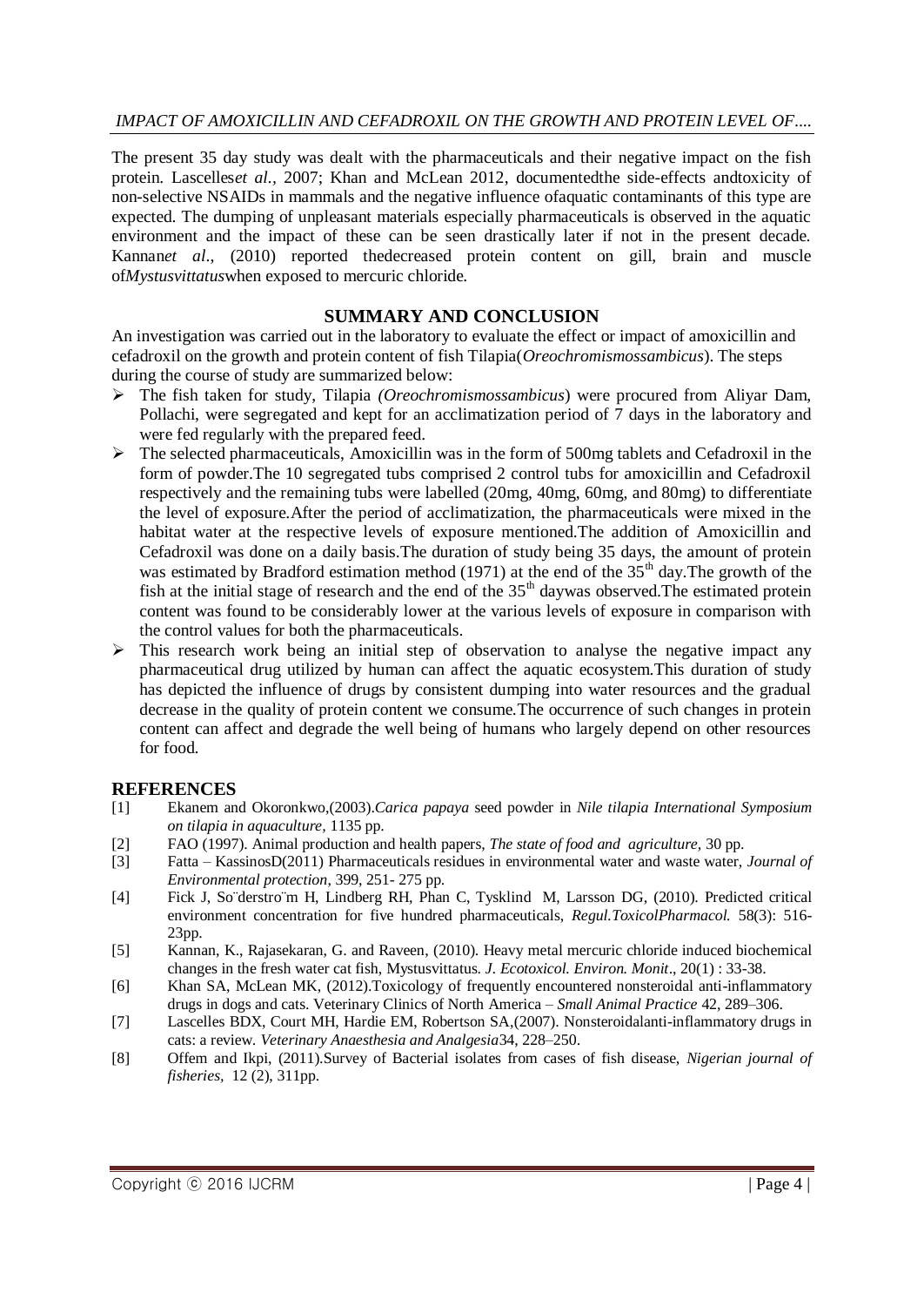The present 35 day study was dealt with the pharmaceuticals and their negative impact on the fish protein. Lascelles*et al.,* 2007; Khan and McLean 2012, documentedthe side-effects andtoxicity of non-selective NSAIDs in mammals and the negative influence ofaquatic contaminants of this type are expected. The dumping of unpleasant materials especially pharmaceuticals is observed in the aquatic environment and the impact of these can be seen drastically later if not in the present decade. Kannan*et al*., (2010) reported thedecreased protein content on gill, brain and muscle of*Mystusvittatus*when exposed to mercuric chloride.

## SUMMARY AND CONCLUSION

An investigation was carried out in the laboratory to evaluate the effect or impact of amoxicillin and cefadroxil on the growth and protein content of fish Tilapia(*Oreochromismossambicus*). The steps during the course of study are summarized below:

- The fish taken for study, Tilapia *(Oreochromismossambicus*) were procured from Aliyar Dam, Pollachi, were segregated and kept for an acclimatization period of 7 days in the laboratory and were fed regularly with the prepared feed.
- The selected pharmaceuticals, Amoxicillin was in the form of 500mg tablets and Cefadroxil in the form of powder.The 10 segregated tubs comprised 2 control tubs for amoxicillin and Cefadroxil respectively and the remaining tubs were labelled (20mg, 40mg, 60mg, and 80mg) to differentiate the level of exposure.After the period of acclimatization, the pharmaceuticals were mixed in the habitat water at the respective levels of exposure mentioned.The addition of Amoxicillin and Cefadroxil was done on a daily basis.The duration of study being 35 days, the amount of protein was estimated by Bradford estimation method (1971) at the end of the 35$^{th}$ day.The growth of the fish at the initial stage of research and the end of the 35$^{th}$ daywas observed.The estimated protein content was found to be considerably lower at the various levels of exposure in comparison with the control values for both the pharmaceuticals.
- This research work being an initial step of observation to analyse the negative impact any pharmaceutical drug utilized by human can affect the aquatic ecosystem.This duration of study has depicted the influence of drugs by consistent dumping into water resources and the gradual decrease in the quality of protein content we consume.The occurrence of such changes in protein content can affect and degrade the well being of humans who largely depend on other resources for food.

## REFERENCES

[1] Ekanem and Okoronkwo,(2003).*Carica papaya* seed powder in *Nile tilapia International Symposium on tilapia in aquaculture*, 1135 pp.

[2] FAO (1997). Animal production and health papers, *The state of food and agriculture*, 30 pp.

[3] Fatta – KassinosD(2011) Pharmaceuticals residues in environmental water and waste water, *Journal of Environmental protection*, 399, 251- 275 pp.

[4] Fick J, So¨derstro¨m H, Lindberg RH, Phan C, Tysklind M, Larsson DG, (2010). Predicted critical environment concentration for five hundred pharmaceuticals, *Regul.ToxicolPharmacol.* 58(3): 516-23pp.

[5] Kannan, K., Rajasekaran, G. and Raveen, (2010). Heavy metal mercuric chloride induced biochemical changes in the fresh water cat fish, Mystusvittatus. *J. Ecotoxicol. Environ. Monit*., 20(1) : 33-38.

[6] Khan SA, McLean MK, (2012).Toxicology of frequently encountered nonsteroidal anti-inflammatory drugs in dogs and cats. Veterinary Clinics of North America – *Small Animal Practice* 42, 289–306.

[7] Lascelles BDX, Court MH, Hardie EM, Robertson SA,(2007). Nonsteroidalanti-inflammatory drugs in cats: a review. *Veterinary Anaesthesia and Analgesia*34, 228–250.

[8] Offem and Ikpi, (2011).Survey of Bacterial isolates from cases of fish disease, *Nigerian journal of fisheries*, 12 (2), 311pp.